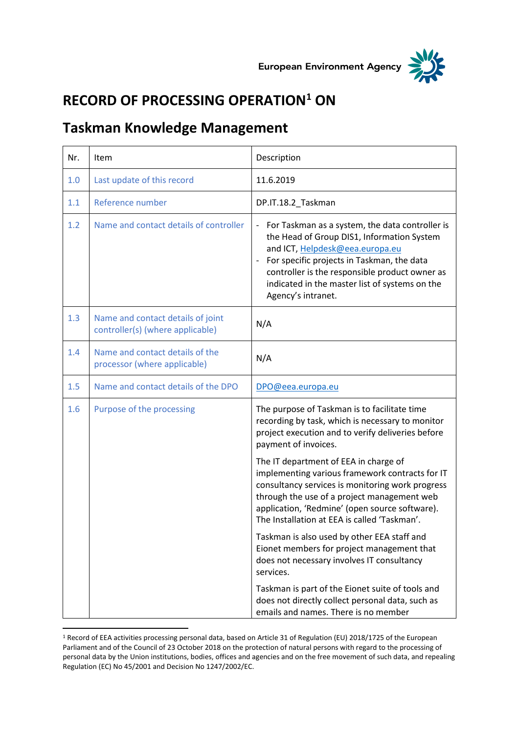European Environment Agency

# RECORD OF PROCESSING OPERATION[1] ON

# Taskman Knowledge Management

| Nr. | Item | Description |
|---|---|---|
| 1.0 | Last update of this record | 11.6.2019 |
| 1.1 | Reference number | DP.IT.18.2_Taskman |
| 1.2 | Name and contact details of controller | - For Taskman as a system, the data controller is the Head of Group DIS1, Information System and ICT, Helpdesk@eea.europa.eu<br>- For specific projects in Taskman, the data controller is the responsible product owner as indicated in the master list of systems on the Agency's intranet. |
| 1.3 | Name and contact details of joint controller(s) (where applicable) | N/A |
| 1.4 | Name and contact details of the processor (where applicable) | N/A |
| 1.5 | Name and contact details of the DPO | DPO@eea.europa.eu |
| 1.6 | Purpose of the processing | The purpose of Taskman is to facilitate time recording by task, which is necessary to monitor project execution and to verify deliveries before payment of invoices.<br><br>The IT department of EEA in charge of implementing various framework contracts for IT consultancy services is monitoring work progress through the use of a project management web application, 'Redmine' (open source software). The Installation at EEA is called 'Taskman'.<br><br>Taskman is also used by other EEA staff and Eionet members for project management that does not necessary involves IT consultancy services.<br><br>Taskman is part of the Eionet suite of tools and does not directly collect personal data, such as emails and names. There is no member |

[1] Record of EEA activities processing personal data, based on Article 31 of Regulation (EU) 2018/1725 of the European Parliament and of the Council of 23 October 2018 on the protection of natural persons with regard to the processing of personal data by the Union institutions, bodies, offices and agencies and on the free movement of such data, and repealing Regulation (EC) No 45/2001 and Decision No 1247/2002/EC.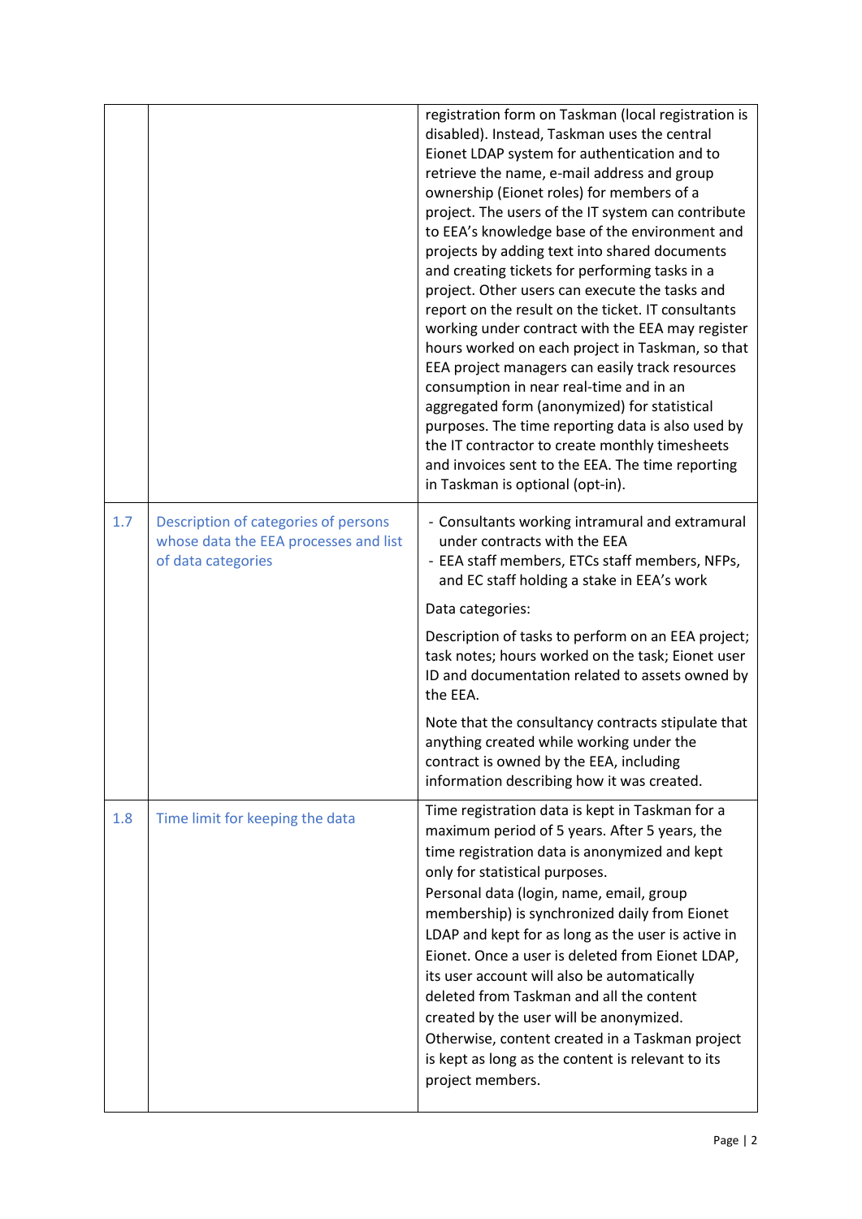| | | |
|---|---|---|
| | | registration form on Taskman (local registration is disabled). Instead, Taskman uses the central Eionet LDAP system for authentication and to retrieve the name, e-mail address and group ownership (Eionet roles) for members of a project. The users of the IT system can contribute to EEA's knowledge base of the environment and projects by adding text into shared documents and creating tickets for performing tasks in a project. Other users can execute the tasks and report on the result on the ticket. IT consultants working under contract with the EEA may register hours worked on each project in Taskman, so that EEA project managers can easily track resources consumption in near real-time and in an aggregated form (anonymized) for statistical purposes. The time reporting data is also used by the IT contractor to create monthly timesheets and invoices sent to the EEA. The time reporting in Taskman is optional (opt-in). |
| 1.7 | Description of categories of persons whose data the EEA processes and list of data categories | - Consultants working intramural and extramural under contracts with the EEA<br>- EEA staff members, ETCs staff members, NFPs, and EC staff holding a stake in EEA's work<br><br>Data categories:<br><br>Description of tasks to perform on an EEA project; task notes; hours worked on the task; Eionet user ID and documentation related to assets owned by the EEA.<br><br>Note that the consultancy contracts stipulate that anything created while working under the contract is owned by the EEA, including information describing how it was created. |
| 1.8 | Time limit for keeping the data | Time registration data is kept in Taskman for a maximum period of 5 years. After 5 years, the time registration data is anonymized and kept only for statistical purposes.<br>Personal data (login, name, email, group membership) is synchronized daily from Eionet LDAP and kept for as long as the user is active in Eionet. Once a user is deleted from Eionet LDAP, its user account will also be automatically deleted from Taskman and all the content created by the user will be anonymized.<br>Otherwise, content created in a Taskman project is kept as long as the content is relevant to its project members. |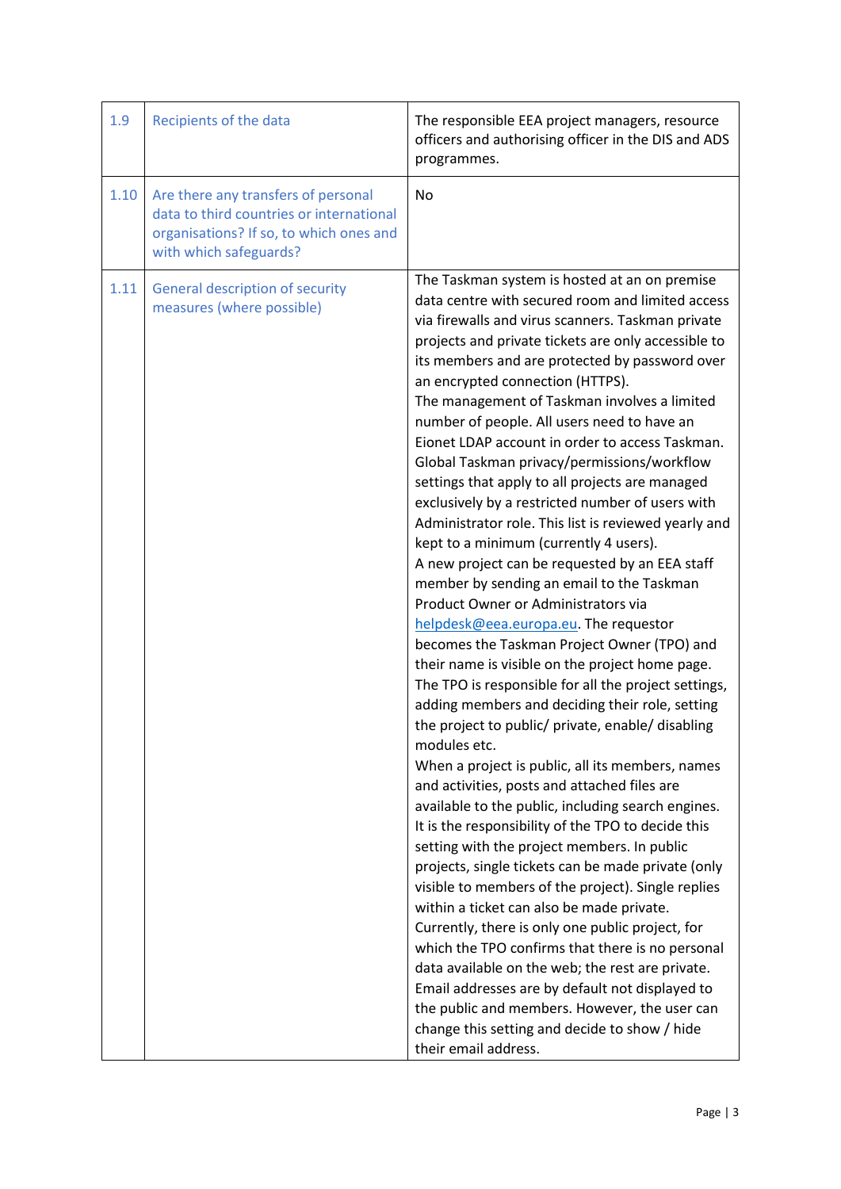| | | |
|---|---|---|
| 1.9 | Recipients of the data | The responsible EEA project managers, resource officers and authorising officer in the DIS and ADS programmes. |
| 1.10 | Are there any transfers of personal data to third countries or international organisations? If so, to which ones and with which safeguards? | No |
| 1.11 | General description of security measures (where possible) | The Taskman system is hosted at an on premise data centre with secured room and limited access via firewalls and virus scanners. Taskman private projects and private tickets are only accessible to its members and are protected by password over an encrypted connection (HTTPS).<br>The management of Taskman involves a limited number of people. All users need to have an Eionet LDAP account in order to access Taskman. Global Taskman privacy/permissions/workflow settings that apply to all projects are managed exclusively by a restricted number of users with Administrator role. This list is reviewed yearly and kept to a minimum (currently 4 users).<br>A new project can be requested by an EEA staff member by sending an email to the Taskman Product Owner or Administrators via helpdesk@eea.europa.eu. The requestor becomes the Taskman Project Owner (TPO) and their name is visible on the project home page. The TPO is responsible for all the project settings, adding members and deciding their role, setting the project to public/ private, enable/ disabling modules etc.<br>When a project is public, all its members, names and activities, posts and attached files are available to the public, including search engines. It is the responsibility of the TPO to decide this setting with the project members. In public projects, single tickets can be made private (only visible to members of the project). Single replies within a ticket can also be made private.<br>Currently, there is only one public project, for which the TPO confirms that there is no personal data available on the web; the rest are private.<br>Email addresses are by default not displayed to the public and members. However, the user can change this setting and decide to show / hide their email address. |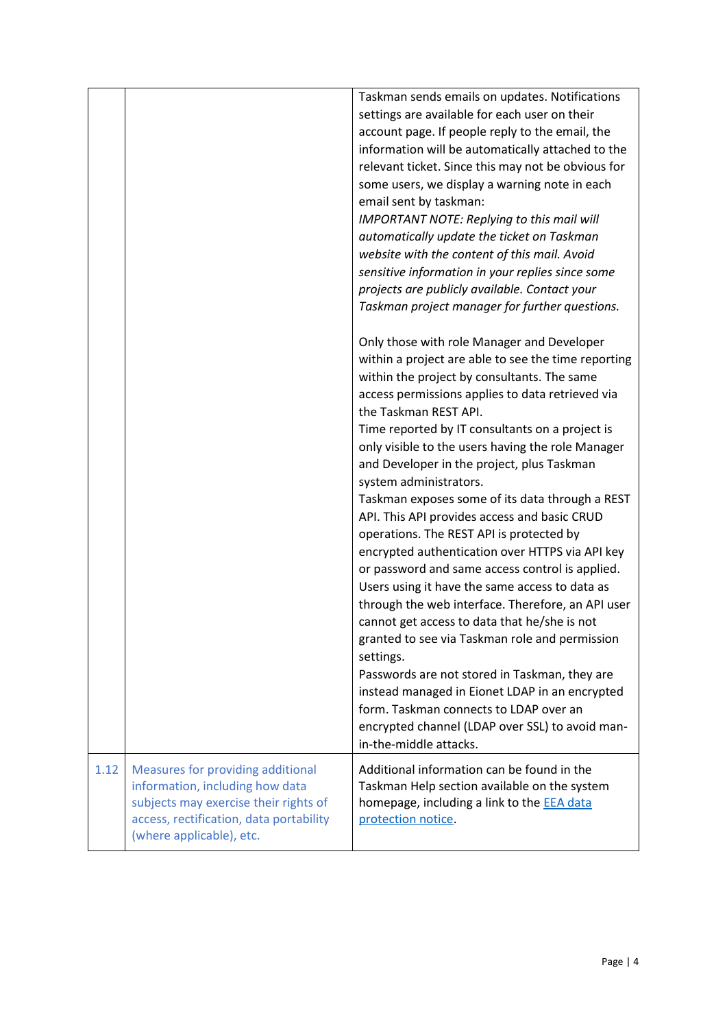| | | |
|---|---|---|
| | | Taskman sends emails on updates. Notifications settings are available for each user on their account page. If people reply to the email, the information will be automatically attached to the relevant ticket. Since this may not be obvious for some users, we display a warning note in each email sent by taskman:<br>*IMPORTANT NOTE: Replying to this mail will automatically update the ticket on Taskman website with the content of this mail. Avoid sensitive information in your replies since some projects are publicly available. Contact your Taskman project manager for further questions.*<br><br>Only those with role Manager and Developer within a project are able to see the time reporting within the project by consultants. The same access permissions applies to data retrieved via the Taskman REST API.<br>Time reported by IT consultants on a project is only visible to the users having the role Manager and Developer in the project, plus Taskman system administrators.<br>Taskman exposes some of its data through a REST API. This API provides access and basic CRUD operations. The REST API is protected by encrypted authentication over HTTPS via API key or password and same access control is applied. Users using it have the same access to data as through the web interface. Therefore, an API user cannot get access to data that he/she is not granted to see via Taskman role and permission settings.<br>Passwords are not stored in Taskman, they are instead managed in Eionet LDAP in an encrypted form. Taskman connects to LDAP over an encrypted channel (LDAP over SSL) to avoid man-in-the-middle attacks. |
| 1.12 | Measures for providing additional information, including how data subjects may exercise their rights of access, rectification, data portability (where applicable), etc. | Additional information can be found in the Taskman Help section available on the system homepage, including a link to the EEA data protection notice. |